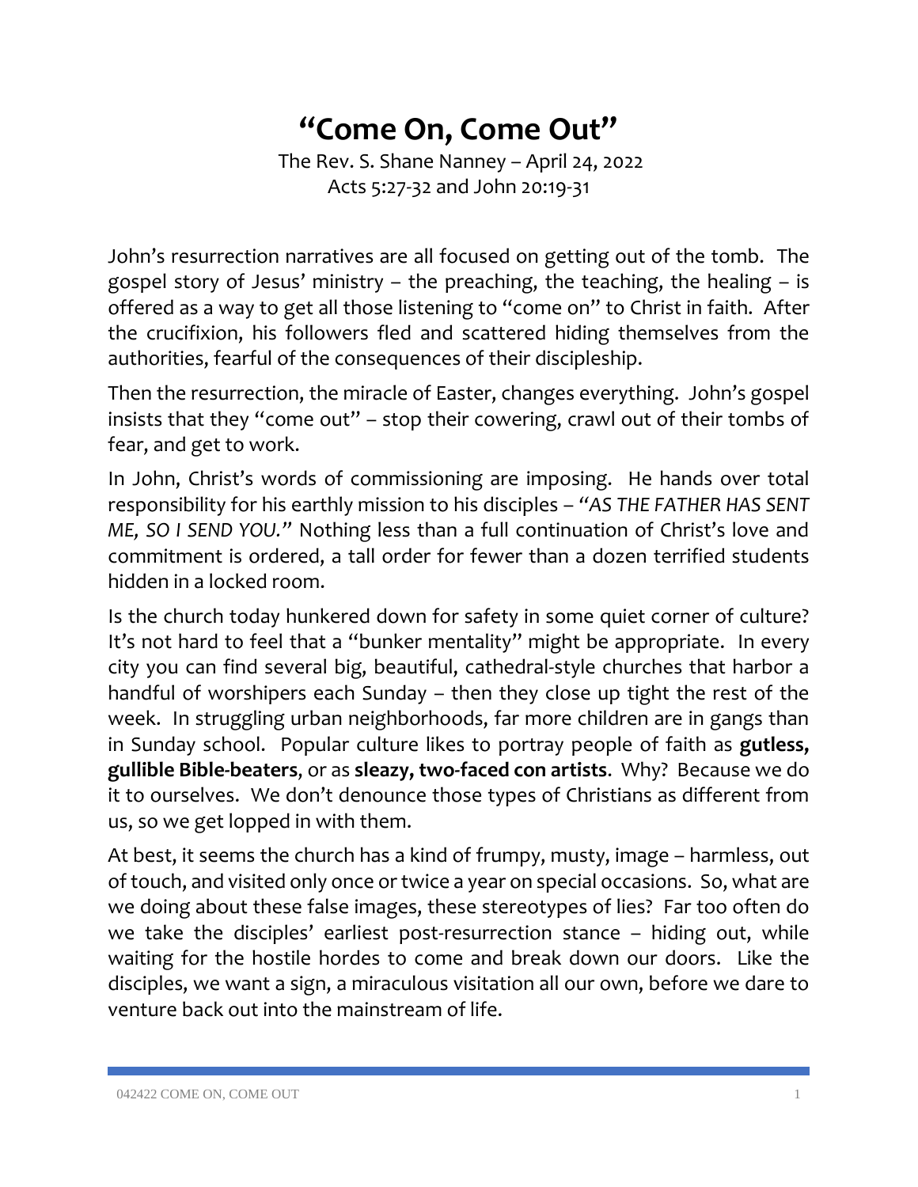# "Come On, Come Out"

The Rev. S. Shane Nanney – April 24, 2022
Acts 5:27-32 and John 20:19-31

John's resurrection narratives are all focused on getting out of the tomb. The gospel story of Jesus' ministry – the preaching, the teaching, the healing – is offered as a way to get all those listening to "come on" to Christ in faith. After the crucifixion, his followers fled and scattered hiding themselves from the authorities, fearful of the consequences of their discipleship.

Then the resurrection, the miracle of Easter, changes everything. John's gospel insists that they "come out" – stop their cowering, crawl out of their tombs of fear, and get to work.

In John, Christ's words of commissioning are imposing. He hands over total responsibility for his earthly mission to his disciples – *"AS THE FATHER HAS SENT ME, SO I SEND YOU."* Nothing less than a full continuation of Christ's love and commitment is ordered, a tall order for fewer than a dozen terrified students hidden in a locked room.

Is the church today hunkered down for safety in some quiet corner of culture? It's not hard to feel that a "bunker mentality" might be appropriate. In every city you can find several big, beautiful, cathedral-style churches that harbor a handful of worshipers each Sunday – then they close up tight the rest of the week. In struggling urban neighborhoods, far more children are in gangs than in Sunday school. Popular culture likes to portray people of faith as **gutless, gullible Bible-beaters**, or as **sleazy, two-faced con artists**. Why? Because we do it to ourselves. We don't denounce those types of Christians as different from us, so we get lopped in with them.

At best, it seems the church has a kind of frumpy, musty, image – harmless, out of touch, and visited only once or twice a year on special occasions. So, what are we doing about these false images, these stereotypes of lies? Far too often do we take the disciples' earliest post-resurrection stance – hiding out, while waiting for the hostile hordes to come and break down our doors. Like the disciples, we want a sign, a miraculous visitation all our own, before we dare to venture back out into the mainstream of life.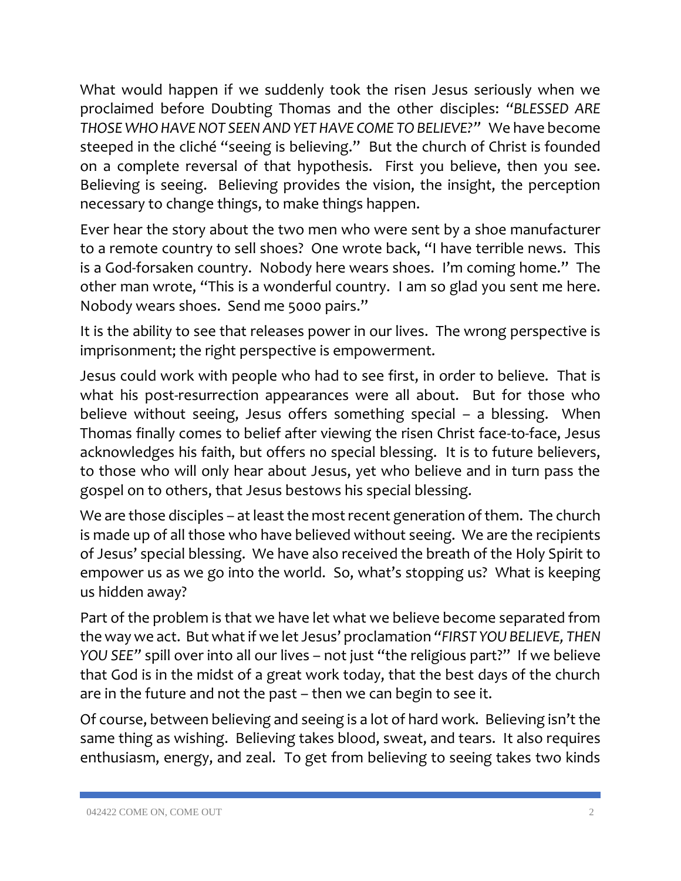What would happen if we suddenly took the risen Jesus seriously when we proclaimed before Doubting Thomas and the other disciples: *"BLESSED ARE THOSE WHO HAVE NOT SEEN AND YET HAVE COME TO BELIEVE?"* We have become steeped in the cliché "seeing is believing." But the church of Christ is founded on a complete reversal of that hypothesis. First you believe, then you see. Believing is seeing. Believing provides the vision, the insight, the perception necessary to change things, to make things happen.

Ever hear the story about the two men who were sent by a shoe manufacturer to a remote country to sell shoes? One wrote back, "I have terrible news. This is a God-forsaken country. Nobody here wears shoes. I'm coming home." The other man wrote, "This is a wonderful country. I am so glad you sent me here. Nobody wears shoes. Send me 5000 pairs."

It is the ability to see that releases power in our lives. The wrong perspective is imprisonment; the right perspective is empowerment.

Jesus could work with people who had to see first, in order to believe. That is what his post-resurrection appearances were all about. But for those who believe without seeing, Jesus offers something special – a blessing. When Thomas finally comes to belief after viewing the risen Christ face-to-face, Jesus acknowledges his faith, but offers no special blessing. It is to future believers, to those who will only hear about Jesus, yet who believe and in turn pass the gospel on to others, that Jesus bestows his special blessing.

We are those disciples – at least the most recent generation of them. The church is made up of all those who have believed without seeing. We are the recipients of Jesus' special blessing. We have also received the breath of the Holy Spirit to empower us as we go into the world. So, what's stopping us? What is keeping us hidden away?

Part of the problem is that we have let what we believe become separated from the way we act. But what if we let Jesus' proclamation *"FIRST YOU BELIEVE, THEN YOU SEE"* spill over into all our lives – not just "the religious part?" If we believe that God is in the midst of a great work today, that the best days of the church are in the future and not the past – then we can begin to see it.

Of course, between believing and seeing is a lot of hard work. Believing isn't the same thing as wishing. Believing takes blood, sweat, and tears. It also requires enthusiasm, energy, and zeal. To get from believing to seeing takes two kinds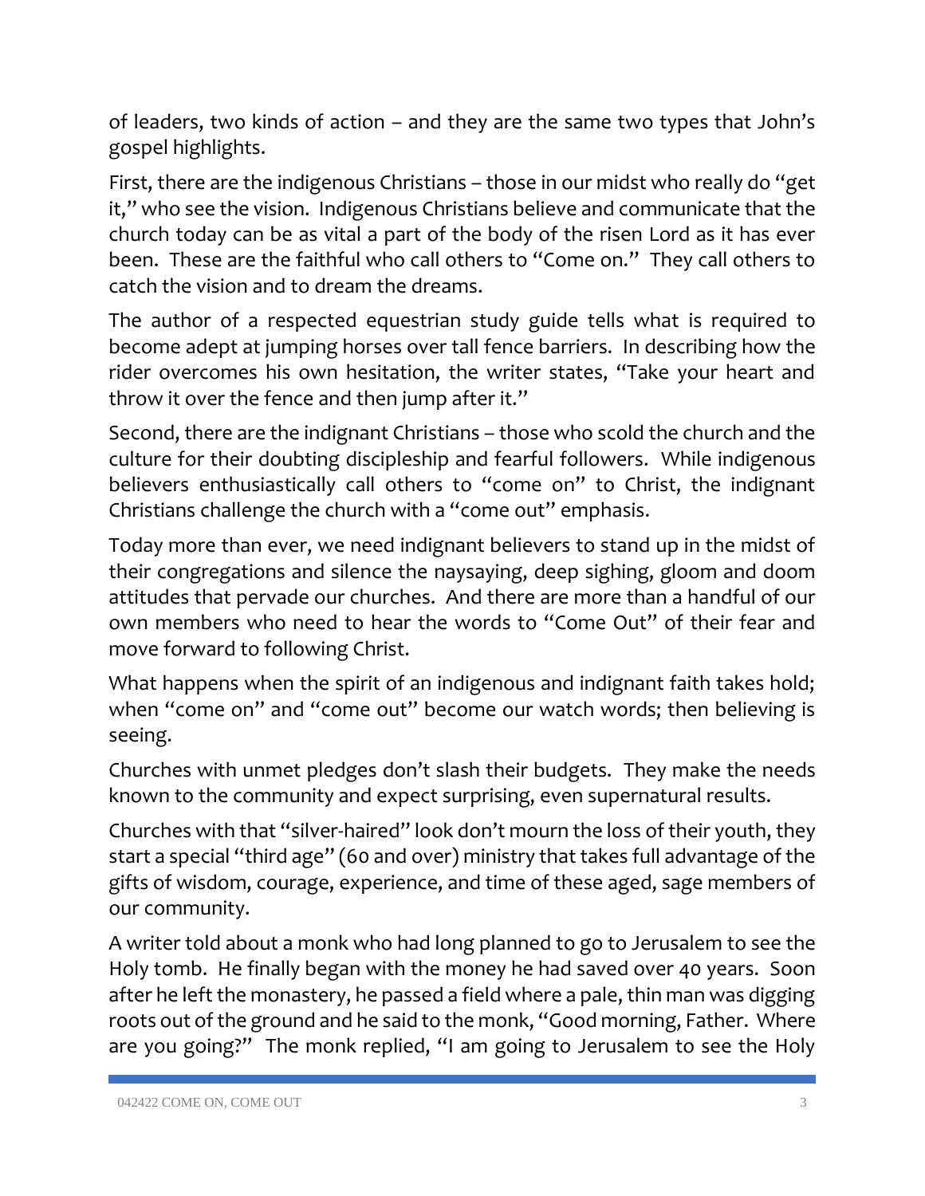of leaders, two kinds of action – and they are the same two types that John's gospel highlights.

First, there are the indigenous Christians – those in our midst who really do "get it," who see the vision. Indigenous Christians believe and communicate that the church today can be as vital a part of the body of the risen Lord as it has ever been. These are the faithful who call others to "Come on." They call others to catch the vision and to dream the dreams.

The author of a respected equestrian study guide tells what is required to become adept at jumping horses over tall fence barriers. In describing how the rider overcomes his own hesitation, the writer states, "Take your heart and throw it over the fence and then jump after it."

Second, there are the indignant Christians – those who scold the church and the culture for their doubting discipleship and fearful followers. While indigenous believers enthusiastically call others to "come on" to Christ, the indignant Christians challenge the church with a "come out" emphasis.

Today more than ever, we need indignant believers to stand up in the midst of their congregations and silence the naysaying, deep sighing, gloom and doom attitudes that pervade our churches. And there are more than a handful of our own members who need to hear the words to "Come Out" of their fear and move forward to following Christ.

What happens when the spirit of an indigenous and indignant faith takes hold; when "come on" and "come out" become our watch words; then believing is seeing.

Churches with unmet pledges don't slash their budgets. They make the needs known to the community and expect surprising, even supernatural results.

Churches with that "silver-haired" look don't mourn the loss of their youth, they start a special "third age" (60 and over) ministry that takes full advantage of the gifts of wisdom, courage, experience, and time of these aged, sage members of our community.

A writer told about a monk who had long planned to go to Jerusalem to see the Holy tomb. He finally began with the money he had saved over 40 years. Soon after he left the monastery, he passed a field where a pale, thin man was digging roots out of the ground and he said to the monk, "Good morning, Father. Where are you going?" The monk replied, "I am going to Jerusalem to see the Holy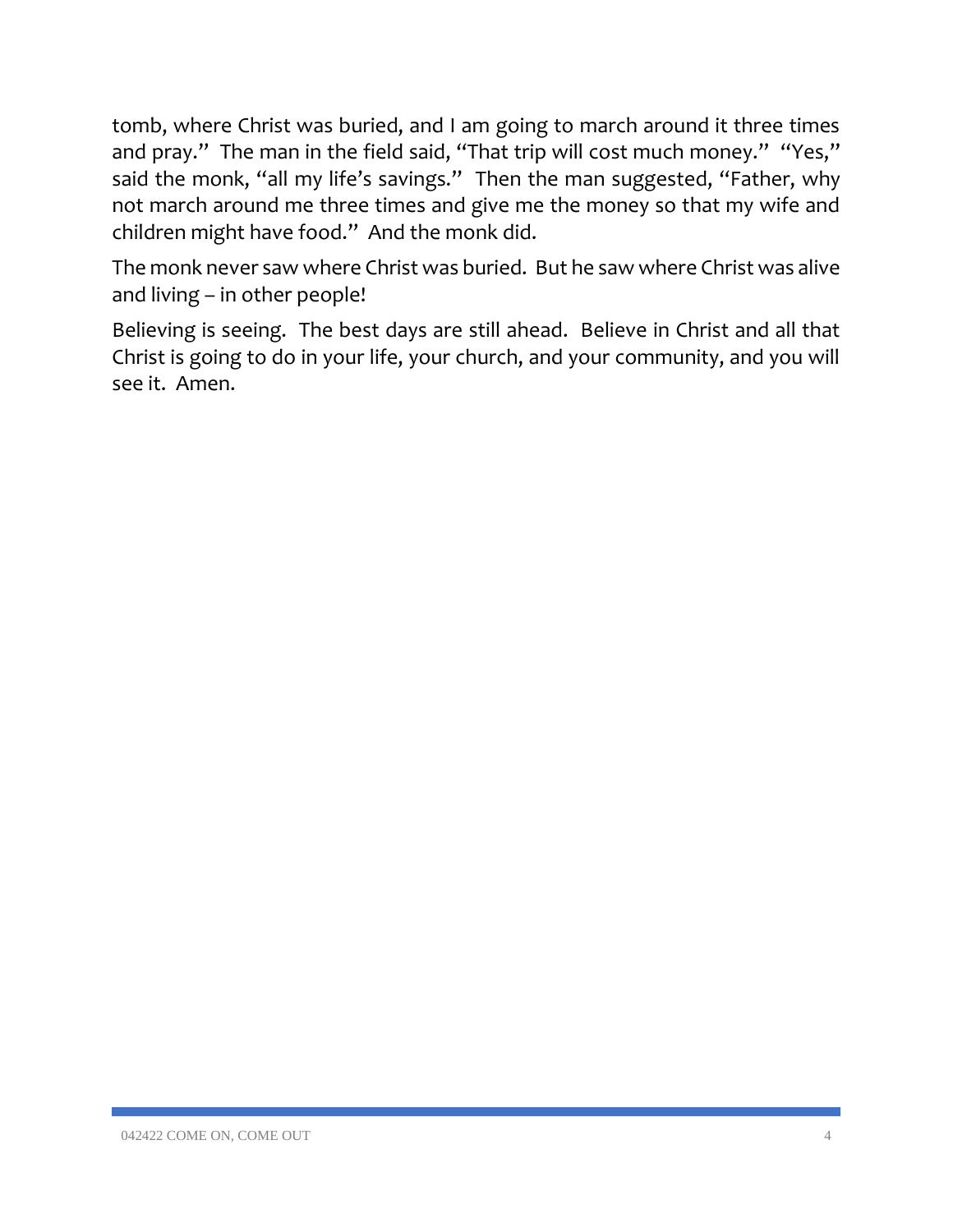tomb, where Christ was buried, and I am going to march around it three times and pray." The man in the field said, "That trip will cost much money." "Yes," said the monk, "all my life's savings." Then the man suggested, "Father, why not march around me three times and give me the money so that my wife and children might have food." And the monk did.

The monk never saw where Christ was buried. But he saw where Christ was alive and living – in other people!

Believing is seeing. The best days are still ahead. Believe in Christ and all that Christ is going to do in your life, your church, and your community, and you will see it. Amen.